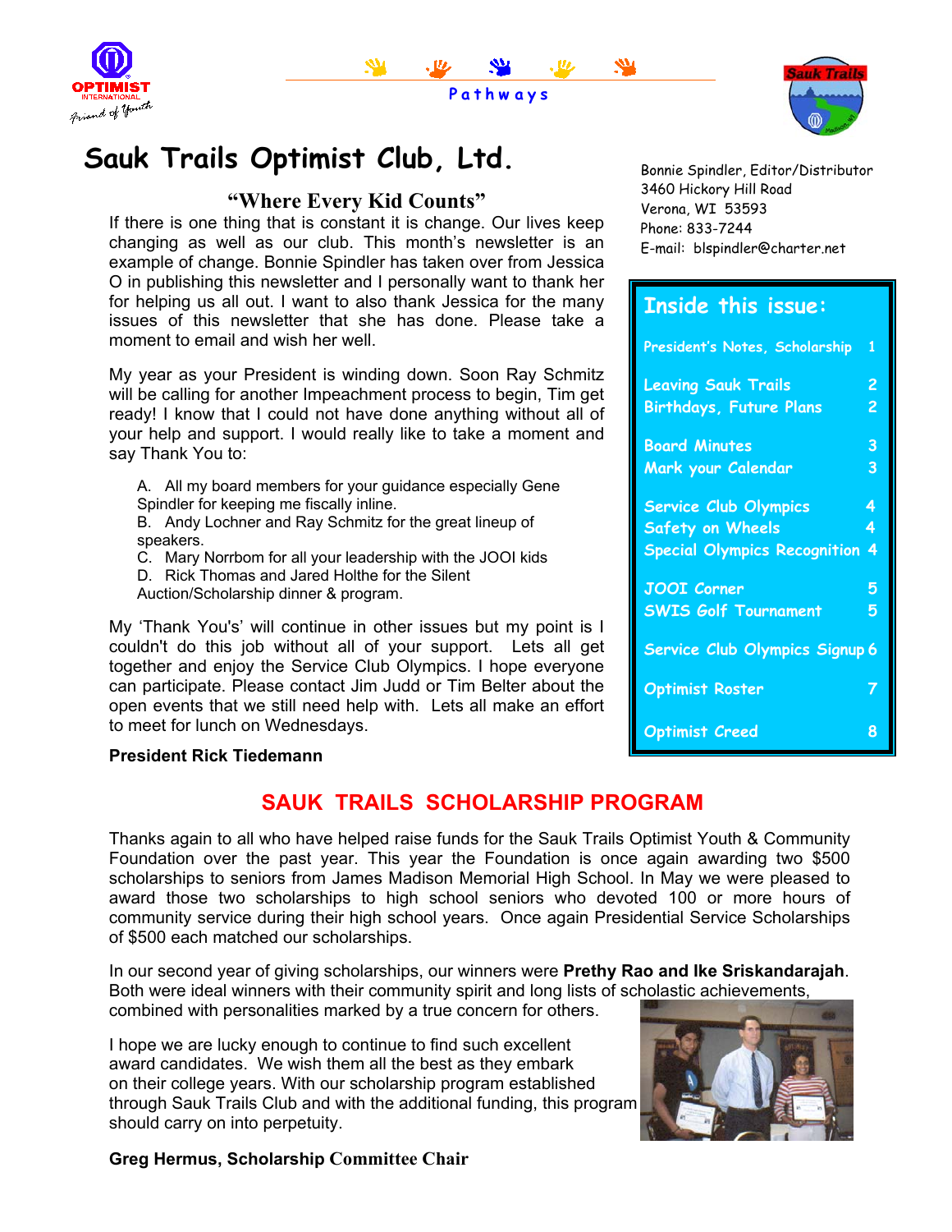Pathways

# Sauk Trails Optimist Club, Ltd.

Bonnie Spindler, Editor/Distributor
3460 Hickory Hill Road
Verona, WI 53593
Phone: 833-7244
E-mail: blspindler@charter.net

## Inside this issue:

| | |
|---|---|
| President's Notes, Scholarship | 1 |
| Leaving Sauk Trails | 2 |
| Birthdays, Future Plans | 2 |
| Board Minutes | 3 |
| Mark your Calendar | 3 |
| Service Club Olympics | 4 |
| Safety on Wheels | 4 |
| Special Olympics Recognition | 4 |
| JOOI Corner | 5 |
| SWIS Golf Tournament | 5 |
| Service Club Olympics Signup | 6 |
| Optimist Roster | 7 |
| Optimist Creed | 8 |

## "Where Every Kid Counts"

If there is one thing that is constant it is change. Our lives keep changing as well as our club. This month's newsletter is an example of change. Bonnie Spindler has taken over from Jessica O in publishing this newsletter and I personally want to thank her for helping us all out. I want to also thank Jessica for the many issues of this newsletter that she has done. Please take a moment to email and wish her well.

My year as your President is winding down. Soon Ray Schmitz will be calling for another Impeachment process to begin, Tim get ready! I know that I could not have done anything without all of your help and support. I would really like to take a moment and say Thank You to:

A. All my board members for your guidance especially Gene Spindler for keeping me fiscally inline.
B. Andy Lochner and Ray Schmitz for the great lineup of speakers.
C. Mary Norrbom for all your leadership with the JOOI kids
D. Rick Thomas and Jared Holthe for the Silent Auction/Scholarship dinner & program.

My 'Thank You's' will continue in other issues but my point is I couldn't do this job without all of your support. Lets all get together and enjoy the Service Club Olympics. I hope everyone can participate. Please contact Jim Judd or Tim Belter about the open events that we still need help with. Lets all make an effort to meet for lunch on Wednesdays.

**President Rick Tiedemann**

## SAUK TRAILS SCHOLARSHIP PROGRAM

Thanks again to all who have helped raise funds for the Sauk Trails Optimist Youth & Community Foundation over the past year. This year the Foundation is once again awarding two $500 scholarships to seniors from James Madison Memorial High School. In May we were pleased to award those two scholarships to high school seniors who devoted 100 or more hours of community service during their high school years. Once again Presidential Service Scholarships of $500 each matched our scholarships.

In our second year of giving scholarships, our winners were **Prethy Rao and Ike Sriskandarajah**. Both were ideal winners with their community spirit and long lists of scholastic achievements, combined with personalities marked by a true concern for others.

I hope we are lucky enough to continue to find such excellent award candidates. We wish them all the best as they embark on their college years. With our scholarship program established through Sauk Trails Club and with the additional funding, this program should carry on into perpetuity.

**Greg Hermus, Scholarship Committee Chair**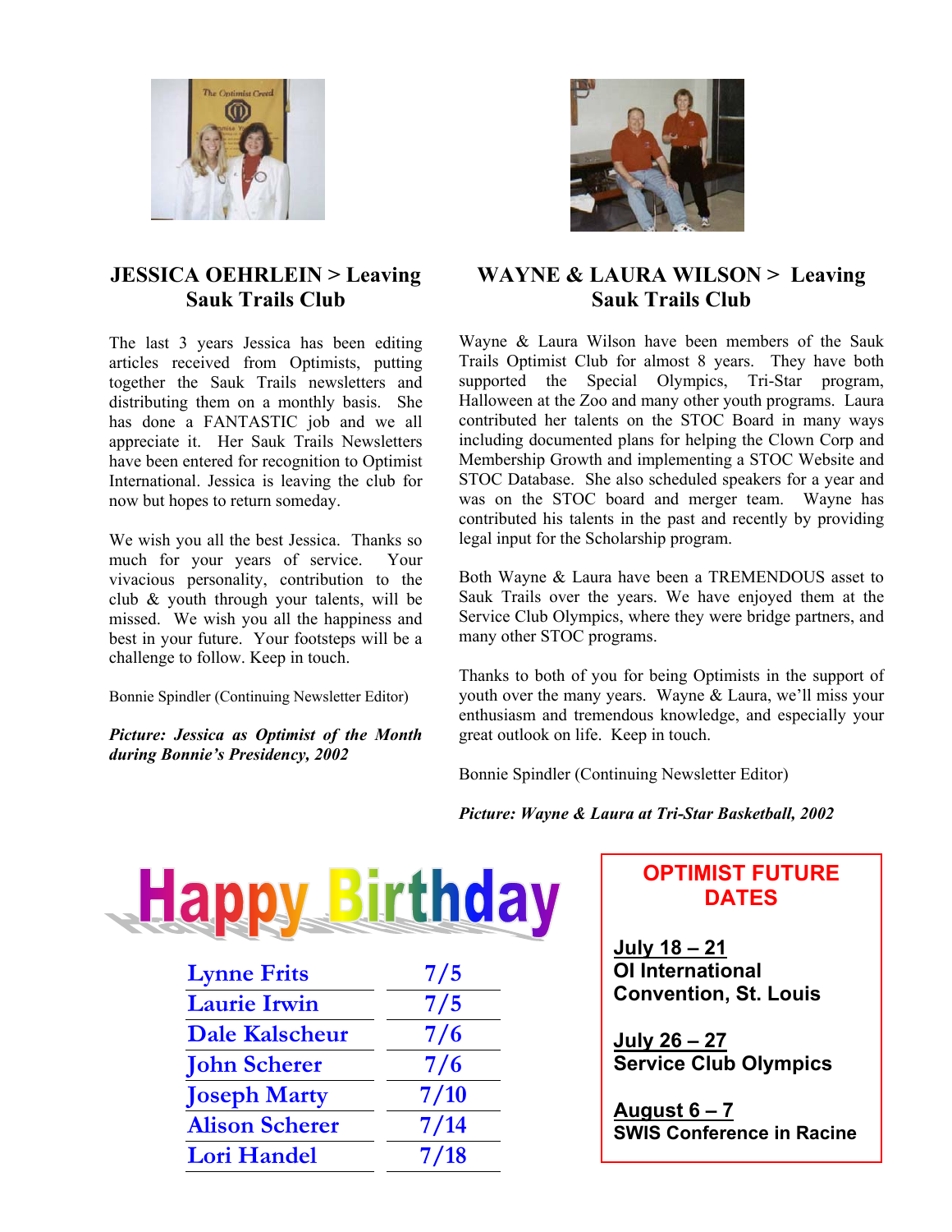## JESSICA OEHRLEIN > Leaving Sauk Trails Club

The last 3 years Jessica has been editing articles received from Optimists, putting together the Sauk Trails newsletters and distributing them on a monthly basis. She has done a FANTASTIC job and we all appreciate it. Her Sauk Trails Newsletters have been entered for recognition to Optimist International. Jessica is leaving the club for now but hopes to return someday.

We wish you all the best Jessica. Thanks so much for your years of service. Your vivacious personality, contribution to the club & youth through your talents, will be missed. We wish you all the happiness and best in your future. Your footsteps will be a challenge to follow. Keep in touch.

Bonnie Spindler (Continuing Newsletter Editor)

***Picture: Jessica as Optimist of the Month during Bonnie's Presidency, 2002***

## WAYNE & LAURA WILSON > Leaving Sauk Trails Club

Wayne & Laura Wilson have been members of the Sauk Trails Optimist Club for almost 8 years. They have both supported the Special Olympics, Tri-Star program, Halloween at the Zoo and many other youth programs. Laura contributed her talents on the STOC Board in many ways including documented plans for helping the Clown Corp and Membership Growth and implementing a STOC Website and STOC Database. She also scheduled speakers for a year and was on the STOC board and merger team. Wayne has contributed his talents in the past and recently by providing legal input for the Scholarship program.

Both Wayne & Laura have been a TREMENDOUS asset to Sauk Trails over the years. We have enjoyed them at the Service Club Olympics, where they were bridge partners, and many other STOC programs.

Thanks to both of you for being Optimists in the support of youth over the many years. Wayne & Laura, we'll miss your enthusiasm and tremendous knowledge, and especially your great outlook on life. Keep in touch.

Bonnie Spindler (Continuing Newsletter Editor)

***Picture: Wayne & Laura at Tri-Star Basketball, 2002***

# Happy Birthday

| Name | Date |
|---|---|
| Lynne Frits | 7/5 |
| Laurie Irwin | 7/5 |
| Dale Kalscheur | 7/6 |
| John Scherer | 7/6 |
| Joseph Marty | 7/10 |
| Alison Scherer | 7/14 |
| Lori Handel | 7/18 |

## OPTIMIST FUTURE DATES

**July 18 – 21**
**OI International Convention, St. Louis**

**July 26 – 27**
**Service Club Olympics**

**August 6 – 7**
**SWIS Conference in Racine**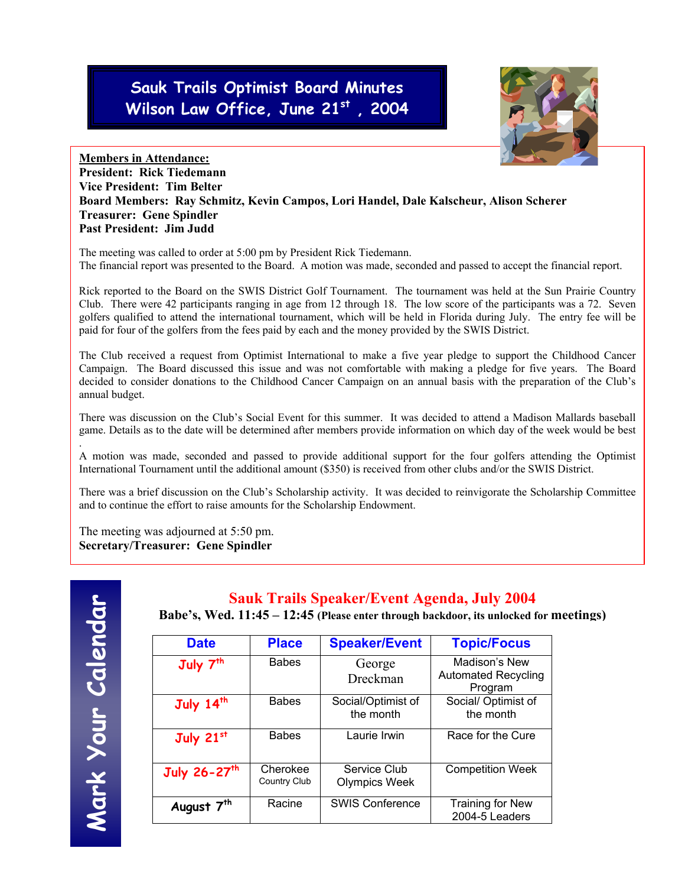# Sauk Trails Optimist Board Minutes
# Wilson Law Office, June 21st, 2004

**Members in Attendance:**
**President: Rick Tiedemann**
**Vice President: Tim Belter**
**Board Members: Ray Schmitz, Kevin Campos, Lori Handel, Dale Kalscheur, Alison Scherer**
**Treasurer: Gene Spindler**
**Past President: Jim Judd**

The meeting was called to order at 5:00 pm by President Rick Tiedemann.
The financial report was presented to the Board. A motion was made, seconded and passed to accept the financial report.

Rick reported to the Board on the SWIS District Golf Tournament. The tournament was held at the Sun Prairie Country Club. There were 42 participants ranging in age from 12 through 18. The low score of the participants was a 72. Seven golfers qualified to attend the international tournament, which will be held in Florida during July. The entry fee will be paid for four of the golfers from the fees paid by each and the money provided by the SWIS District.

The Club received a request from Optimist International to make a five year pledge to support the Childhood Cancer Campaign. The Board discussed this issue and was not comfortable with making a pledge for five years. The Board decided to consider donations to the Childhood Cancer Campaign on an annual basis with the preparation of the Club's annual budget.

There was discussion on the Club's Social Event for this summer. It was decided to attend a Madison Mallards baseball game. Details as to the date will be determined after members provide information on which day of the week would be best.

A motion was made, seconded and passed to provide additional support for the four golfers attending the Optimist International Tournament until the additional amount ($350) is received from other clubs and/or the SWIS District.

There was a brief discussion on the Club's Scholarship activity. It was decided to reinvigorate the Scholarship Committee and to continue the effort to raise amounts for the Scholarship Endowment.

The meeting was adjourned at 5:50 pm.
**Secretary/Treasurer: Gene Spindler**

## Mark Your Calendar

## Sauk Trails Speaker/Event Agenda, July 2004

**Babe's, Wed. 11:45 – 12:45 (Please enter through backdoor, its unlocked for meetings)**

| Date | Place | Speaker/Event | Topic/Focus |
|---|---|---|---|
| July 7th | Babes | George Dreckman | Madison's New Automated Recycling Program |
| July 14th | Babes | Social/Optimist of the month | Social/ Optimist of the month |
| July 21st | Babes | Laurie Irwin | Race for the Cure |
| July 26-27th | Cherokee Country Club | Service Club Olympics Week | Competition Week |
| August 7th | Racine | SWIS Conference | Training for New 2004-5 Leaders |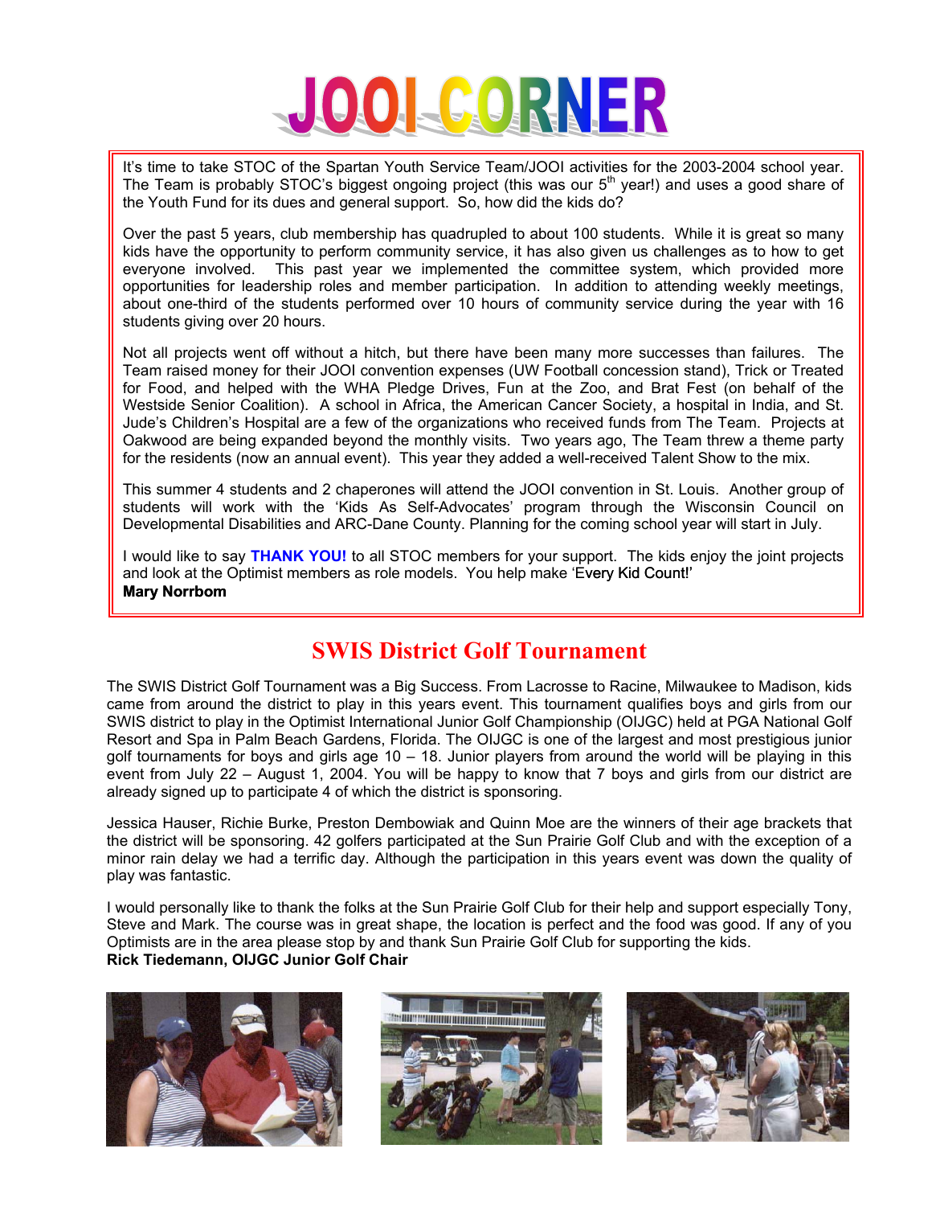# JOOI CORNER

It's time to take STOC of the Spartan Youth Service Team/JOOI activities for the 2003-2004 school year. The Team is probably STOC's biggest ongoing project (this was our 5th year!) and uses a good share of the Youth Fund for its dues and general support. So, how did the kids do?

Over the past 5 years, club membership has quadrupled to about 100 students. While it is great so many kids have the opportunity to perform community service, it has also given us challenges as to how to get everyone involved. This past year we implemented the committee system, which provided more opportunities for leadership roles and member participation. In addition to attending weekly meetings, about one-third of the students performed over 10 hours of community service during the year with 16 students giving over 20 hours.

Not all projects went off without a hitch, but there have been many more successes than failures. The Team raised money for their JOOI convention expenses (UW Football concession stand), Trick or Treated for Food, and helped with the WHA Pledge Drives, Fun at the Zoo, and Brat Fest (on behalf of the Westside Senior Coalition). A school in Africa, the American Cancer Society, a hospital in India, and St. Jude's Children's Hospital are a few of the organizations who received funds from The Team. Projects at Oakwood are being expanded beyond the monthly visits. Two years ago, The Team threw a theme party for the residents (now an annual event). This year they added a well-received Talent Show to the mix.

This summer 4 students and 2 chaperones will attend the JOOI convention in St. Louis. Another group of students will work with the 'Kids As Self-Advocates' program through the Wisconsin Council on Developmental Disabilities and ARC-Dane County. Planning for the coming school year will start in July.

I would like to say **THANK YOU!** to all STOC members for your support. The kids enjoy the joint projects and look at the Optimist members as role models. You help make 'Every Kid Count!'
**Mary Norrbom**

## SWIS District Golf Tournament

The SWIS District Golf Tournament was a Big Success. From Lacrosse to Racine, Milwaukee to Madison, kids came from around the district to play in this years event. This tournament qualifies boys and girls from our SWIS district to play in the Optimist International Junior Golf Championship (OIJGC) held at PGA National Golf Resort and Spa in Palm Beach Gardens, Florida. The OIJGC is one of the largest and most prestigious junior golf tournaments for boys and girls age 10 – 18. Junior players from around the world will be playing in this event from July 22 – August 1, 2004. You will be happy to know that 7 boys and girls from our district are already signed up to participate 4 of which the district is sponsoring.

Jessica Hauser, Richie Burke, Preston Dembowiak and Quinn Moe are the winners of their age brackets that the district will be sponsoring. 42 golfers participated at the Sun Prairie Golf Club and with the exception of a minor rain delay we had a terrific day. Although the participation in this years event was down the quality of play was fantastic.

I would personally like to thank the folks at the Sun Prairie Golf Club for their help and support especially Tony, Steve and Mark. The course was in great shape, the location is perfect and the food was good. If any of you Optimists are in the area please stop by and thank Sun Prairie Golf Club for supporting the kids.
**Rick Tiedemann, OIJGC Junior Golf Chair**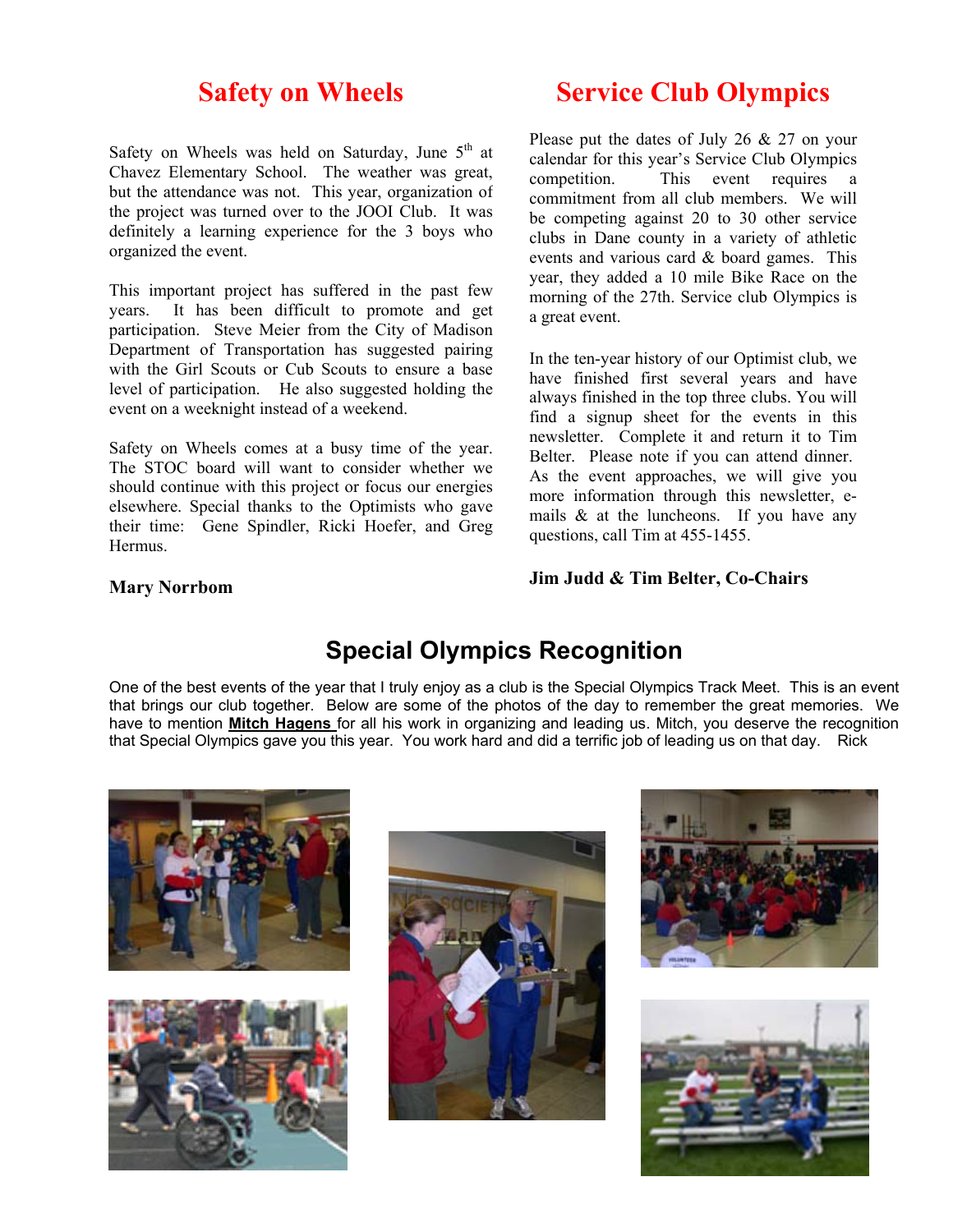## Safety on Wheels

Safety on Wheels was held on Saturday, June 5th at Chavez Elementary School. The weather was great, but the attendance was not. This year, organization of the project was turned over to the JOOI Club. It was definitely a learning experience for the 3 boys who organized the event.

This important project has suffered in the past few years. It has been difficult to promote and get participation. Steve Meier from the City of Madison Department of Transportation has suggested pairing with the Girl Scouts or Cub Scouts to ensure a base level of participation. He also suggested holding the event on a weeknight instead of a weekend.

Safety on Wheels comes at a busy time of the year. The STOC board will want to consider whether we should continue with this project or focus our energies elsewhere. Special thanks to the Optimists who gave their time: Gene Spindler, Ricki Hoefer, and Greg Hermus.

**Mary Norrbom**

## Service Club Olympics

Please put the dates of July 26 & 27 on your calendar for this year's Service Club Olympics competition. This event requires a commitment from all club members. We will be competing against 20 to 30 other service clubs in Dane county in a variety of athletic events and various card & board games. This year, they added a 10 mile Bike Race on the morning of the 27th. Service club Olympics is a great event.

In the ten-year history of our Optimist club, we have finished first several years and have always finished in the top three clubs. You will find a signup sheet for the events in this newsletter. Complete it and return it to Tim Belter. Please note if you can attend dinner. As the event approaches, we will give you more information through this newsletter, e-mails & at the luncheons. If you have any questions, call Tim at 455-1455.

**Jim Judd & Tim Belter, Co-Chairs**

## Special Olympics Recognition

One of the best events of the year that I truly enjoy as a club is the Special Olympics Track Meet. This is an event that brings our club together. Below are some of the photos of the day to remember the great memories. We have to mention **Mitch Hagens** for all his work in organizing and leading us. Mitch, you deserve the recognition that Special Olympics gave you this year. You work hard and did a terrific job of leading us on that day. Rick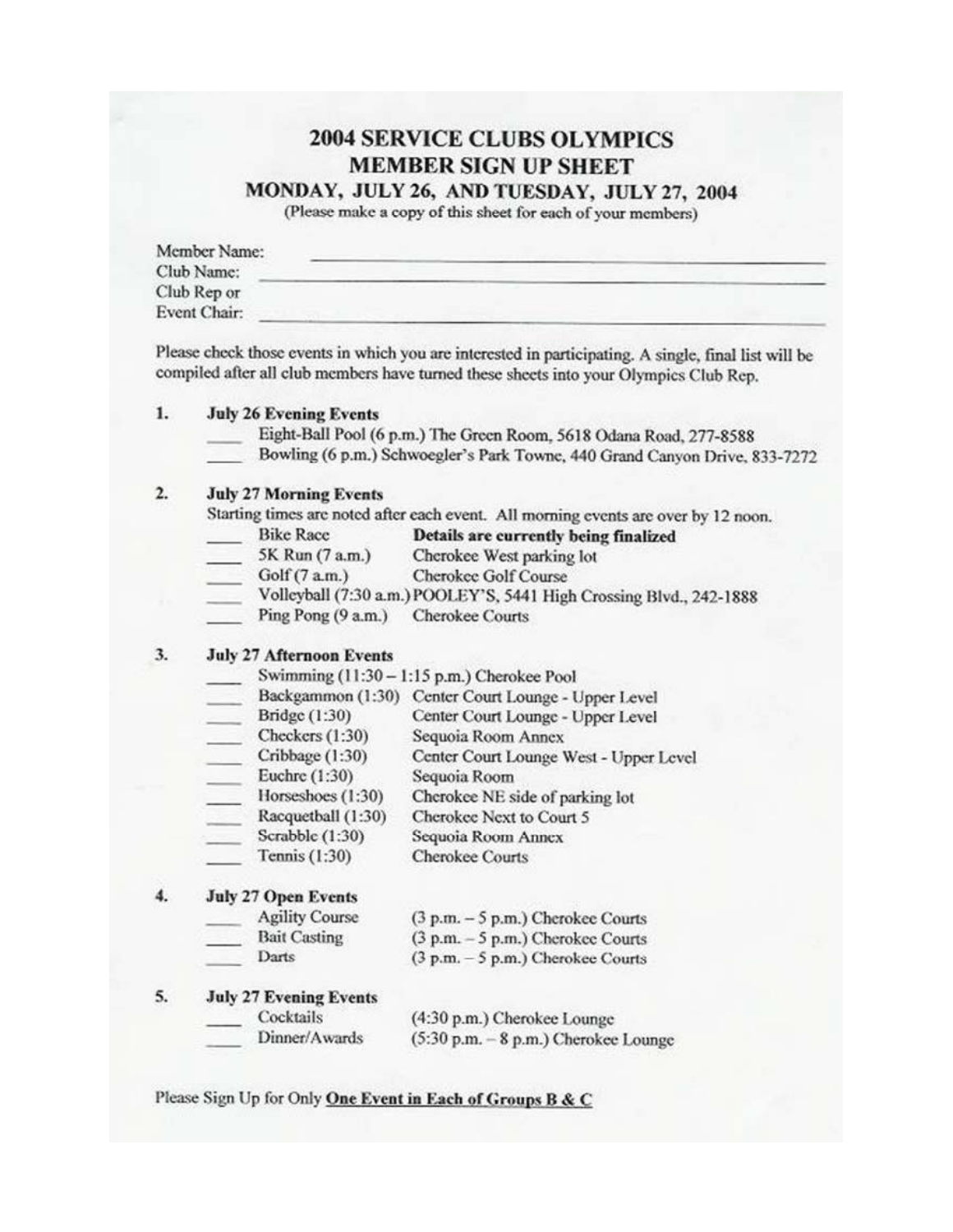# 2004 SERVICE CLUBS OLYMPICS
# MEMBER SIGN UP SHEET
## MONDAY, JULY 26, AND TUESDAY, JULY 27, 2004

(Please make a copy of this sheet for each of your members)

Member Name: ______________________________

Club Name: ______________________________

Club Rep or Event Chair: ______________________________

Please check those events in which you are interested in participating. A single, final list will be compiled after all club members have turned these sheets into your Olympics Club Rep.

1. **July 26 Evening Events**
   - ____ Eight-Ball Pool (6 p.m.) The Green Room, 5618 Odana Road, 277-8588
   - ____ Bowling (6 p.m.) Schwoegler's Park Towne, 440 Grand Canyon Drive, 833-7272

2. **July 27 Morning Events**

   Starting times are noted after each event. All morning events are over by 12 noon.
   - ____ Bike Race — **Details are currently being finalized**
   - ____ 5K Run (7 a.m.) — Cherokee West parking lot
   - ____ Golf (7 a.m.) — Cherokee Golf Course
   - ____ Volleyball (7:30 a.m.) POOLEY'S, 5441 High Crossing Blvd., 242-1888
   - ____ Ping Pong (9 a.m.) — Cherokee Courts

3. **July 27 Afternoon Events**
   - ____ Swimming (11:30 – 1:15 p.m.) Cherokee Pool
   - ____ Backgammon (1:30) — Center Court Lounge - Upper Level
   - ____ Bridge (1:30) — Center Court Lounge - Upper Level
   - ____ Checkers (1:30) — Sequoia Room Annex
   - ____ Cribbage (1:30) — Center Court Lounge West - Upper Level
   - ____ Euchre (1:30) — Sequoia Room
   - ____ Horseshoes (1:30) — Cherokee NE side of parking lot
   - ____ Racquetball (1:30) — Cherokee Next to Court 5
   - ____ Scrabble (1:30) — Sequoia Room Annex
   - ____ Tennis (1:30) — Cherokee Courts

4. **July 27 Open Events**
   - ____ Agility Course — (3 p.m. – 5 p.m.) Cherokee Courts
   - ____ Bait Casting — (3 p.m. – 5 p.m.) Cherokee Courts
   - ____ Darts — (3 p.m. – 5 p.m.) Cherokee Courts

5. **July 27 Evening Events**
   - ____ Cocktails — (4:30 p.m.) Cherokee Lounge
   - ____ Dinner/Awards — (5:30 p.m. – 8 p.m.) Cherokee Lounge

Please Sign Up for Only **One Event in Each of Groups B & C**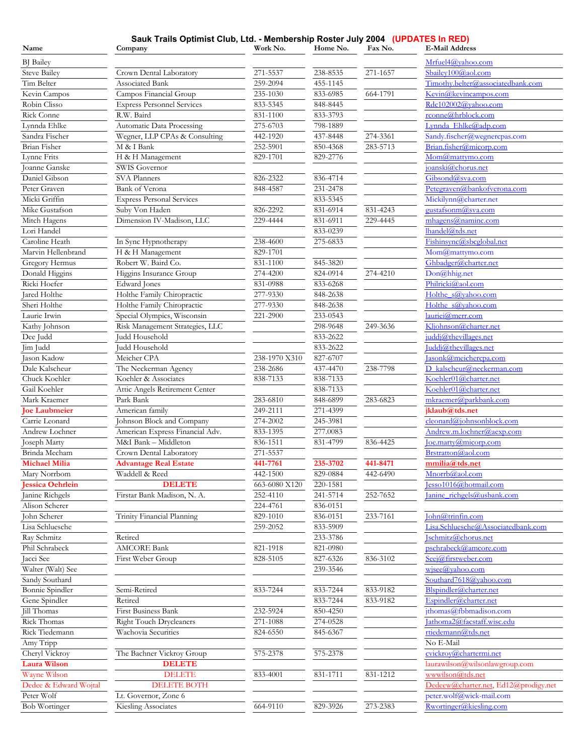## Sauk Trails Optimist Club, Ltd. - Membership Roster July 2004 (UPDATES In RED)

| Name | Company | Work No. | Home No. | Fax No. | E-Mail Address |
|---|---|---|---|---|---|
| BJ Bailey | | | | | Mrfuel4@yahoo.com |
| Steve Bailey | Crown Dental Laboratory | 271-5537 | 238-8535 | 271-1657 | Sbailey100@aol.com |
| Tim Belter | Associated Bank | 259-2094 | 455-1145 | | Timothy.belter@associatedbank.com |
| Kevin Campos | Campos Financial Group | 235-1030 | 833-6985 | 664-1791 | Kevin@kevincampos.com |
| Robin Clisso | Express Personnel Services | 833-5345 | 848-8445 | | Rdc102002@yahoo.com |
| Rick Conne | R.W. Baird | 831-1100 | 833-3793 | | rconne@hrblock.com |
| Lynnda Ehlke | Automatic Data Processing | 275-6703 | 798-1889 | | Lynnda_Ehlke@adp.com |
| Sandra Fischer | Wegner, LLP CPAs & Consulting | 442-1920 | 437-8448 | 274-3361 | Sandy.fischer@wegnercpas.com |
| Brian Fisher | M & I Bank | 252-5901 | 850-4368 | 283-5713 | Brian.fisher@micorp.com |
| Lynne Frits | H & H Management | 829-1701 | 829-2776 | | Mom@mattymo.com |
| Joanne Ganske | SWIS Governor | | | | joanski@chorus.net |
| Daniel Gibson | SVA Planners | 826-2322 | 836-4714 | | Gibsond@sva.com |
| Peter Graven | Bank of Verona | 848-4587 | 231-2478 | | Petegraven@bankofverona.com |
| Micki Griffin | Express Personal Services | | 833-5345 | | Mickilynn@charter.net |
| Mike Gustafson | Suby Von Haden | 826-2292 | 831-6914 | 831-4243 | gustafsonm@sva.com |
| Mitch Hagens | Dimension IV-Madison, LLC | 229-4444 | 831-6911 | 229-4445 | mhagens@naminc.com |
| Lori Handel | | | 833-0239 | | lhandel@tds.net |
| Caroline Heath | In Sync Hypnotherapy | 238-4600 | 275-6833 | | Fishinsync@sbcglobal.net |
| Marvin Hellenbrand | H & H Management | 829-1701 | | | Mom@mattymo.com |
| Gregory Hermus | Robert W. Baird Co. | 831-1100 | 845-3820 | | Ghbadger@charter.net |
| Donald Higgins | Higgins Insurance Group | 274-4200 | 824-0914 | 274-4210 | Don@hhig.net |
| Ricki Hoefer | Edward Jones | 831-0988 | 833-6268 | | Philricki@aol.com |
| Jared Holthe | Holthe Family Chiropractic | 277-9330 | 848-2638 | | Holthe_s@yahoo.com |
| Sheri Holthe | Holthe Family Chiropractic | 277-9330 | 848-2638 | | Holthe_s@yahoo.com |
| Laurie Irwin | Special Olympics, Wisconsin | 221-2900 | 233-0543 | | lauriei@merr.com |
| Kathy Johnson | Risk Management Strategies, LLC | | 298-9648 | 249-3636 | Kljohnson@charter.net |
| Dee Judd | Judd Household | | 833-2622 | | juddj@thevillages.net |
| Jim Judd | Judd Household | | 833-2622 | | Juddj@thevillages.net |
| Jason Kadow | Meicher CPA | 238-1970 X310 | 827-6707 | | Jasonk@meichercpa.com |
| Dale Kalscheur | The Neckerman Agency | 238-2686 | 437-4470 | 238-7798 | D_kalscheur@neckerman.com |
| Chuck Koehler | Koehler & Associates | 838-7133 | 838-7133 | | Koehler01@charter.net |
| Gail Koehler | Attic Angels Retirement Center | | 838-7133 | | Koehler01@charter.net |
| Mark Kraemer | Park Bank | 283-6810 | 848-6899 | 283-6823 | mkraemer@parkbank.com |
| **Joe Laubmeier** | American family | 249-2111 | 271-4399 | | **jklaub@tds.net** |
| Carrie Leonard | Johnson Block and Company | 274-2002 | 245-3981 | | cleonard@johnsonblock.com |
| Andrew Lochner | American Express Financial Adv. | 833-1395 | 277.0083 | | Andrew.m.lochner@aexp.com |
| Joseph Marty | M&I Bank – Middleton | 836-1511 | 831-4799 | 836-4425 | Joe.marty@micorp.com |
| Brinda Mecham | Crown Dental Laboratory | 271-5537 | | | Brstratton@aol.com |
| **Michael Milia** | **Advantage Real Estate** | **441-7761** | **235-3702** | **441-8471** | **mmilia@tds.net** |
| Mary Norrbom | Waddell & Reed | 442-1500 | 829-0884 | 442-6490 | Mnorrb@aol.com |
| **Jessica Oehrlein** | **DELETE** | 663-6080 X120 | 220-1581 | | Jesso1016@hotmail.com |
| Janine Richgels | Firstar Bank Madison, N. A. | 252-4110 | 241-5714 | 252-7652 | Janine_richgels@usbank.com |
| Alison Scherer | | 224-4761 | 836-0151 | | |
| John Scherer | Trinity Financial Planning | 829-1010 | 836-0151 | 233-7161 | John@trinfin.com |
| Lisa Schluesche | | 259-2052 | 833-5909 | | Lisa.Schluesche@Associatedbank.com |
| Ray Schmitz | Retired | | 233-3786 | | Jschmitz@chorus.net |
| Phil Schrabeck | AMCORE Bank | 821-1918 | 821-0980 | | pschrabeck@amcore.com |
| Jacci See | First Weber Group | 828-5105 | 827-6326 | 836-3102 | Seej@firstweber.com |
| Walter (Walt) See | | | 239-3546 | | wjsee@yahoo.com |
| Sandy Southard | | | | | Southard7618@yahoo.com |
| Bonnie Spindler | Semi-Retired | 833-7244 | 833-7244 | 833-9182 | Blspindler@charter.net |
| Gene Spindler | Retired | | 833-7244 | 833-9182 | Espindler@charter.net |
| Jill Thomas | First Business Bank | 232-5924 | 850-4250 | | jthomas@fbbmadison.com |
| Rick Thomas | Right Touch Drycleaners | 271-1088 | 274-0528 | | Jathoma2@facstaff.wisc.edu |
| Rick Tiedemann | Wachovia Securities | 824-6550 | 845-6367 | | rtiedemann@tds.net |
| Amy Tripp | | | | | No E-Mail |
| Cheryl Vickroy | The Bachner Vickroy Group | 575-2378 | 575-2378 | | cvickroy@chartermi.net |
| **Laura Wilson** | **DELETE** | | | | laurawilson@wilsonlawgroup.com |
| Wayne Wilson | DELETE | 833-4001 | 831-1711 | 831-1212 | wwwilson@tds.net |
| Dedee & Edward Wojtal | DELETE BOTH | | | | Dedeew@charter.net, Ed12@prodigy.net |
| Peter Wolf | Lt. Governor, Zone 6 | | | | peter.wolf@wick-mail.com |
| Bob Wortinger | Kiesling Associates | 664-9110 | 829-3926 | 273-2383 | Rwortinger@kiesling.com |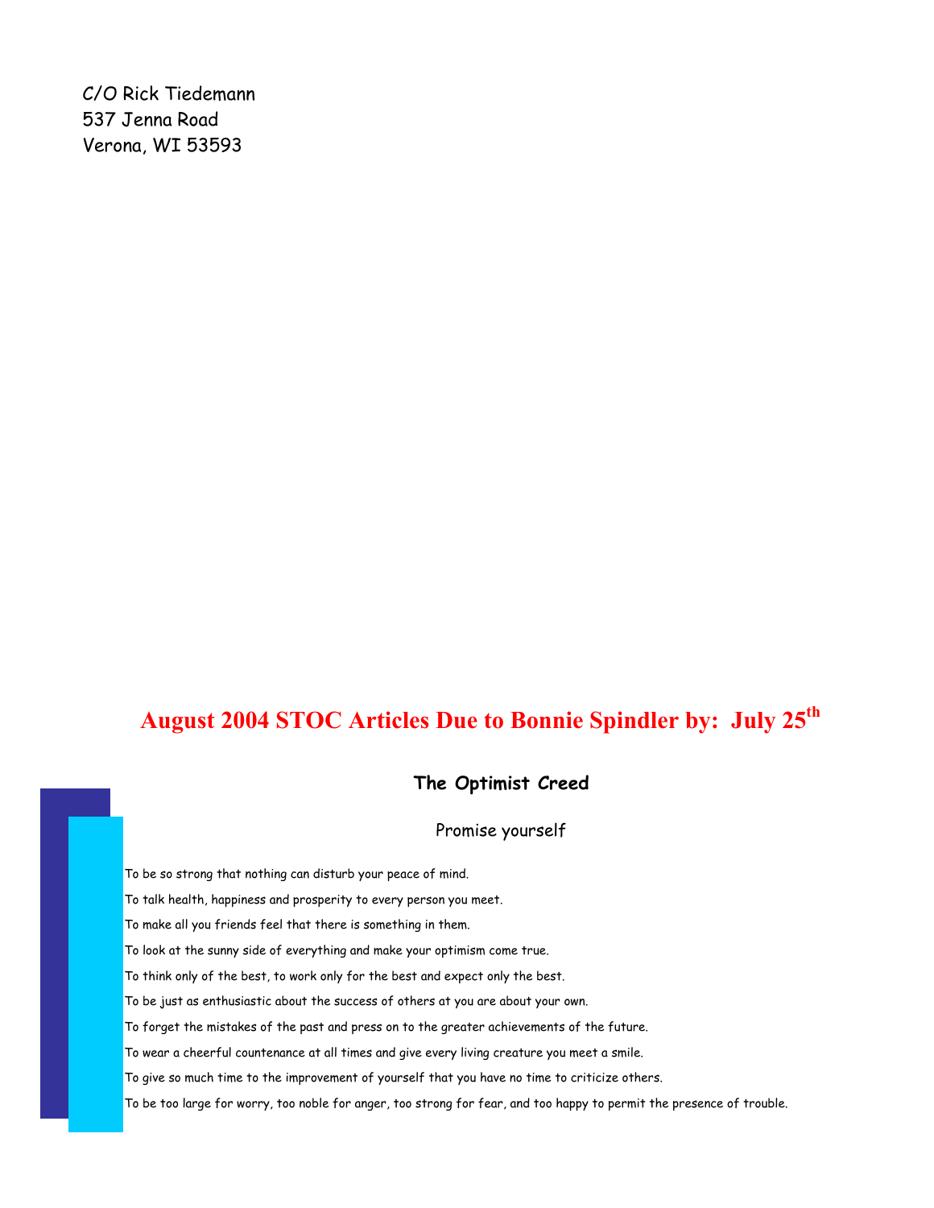C/O Rick Tiedemann
537 Jenna Road
Verona, WI 53593

**August 2004 STOC Articles Due to Bonnie Spindler by: July 25th**

### The Optimist Creed

Promise yourself

To be so strong that nothing can disturb your peace of mind.

To talk health, happiness and prosperity to every person you meet.

To make all you friends feel that there is something in them.

To look at the sunny side of everything and make your optimism come true.

To think only of the best, to work only for the best and expect only the best.

To be just as enthusiastic about the success of others at you are about your own.

To forget the mistakes of the past and press on to the greater achievements of the future.

To wear a cheerful countenance at all times and give every living creature you meet a smile.

To give so much time to the improvement of yourself that you have no time to criticize others.

To be too large for worry, too noble for anger, too strong for fear, and too happy to permit the presence of trouble.